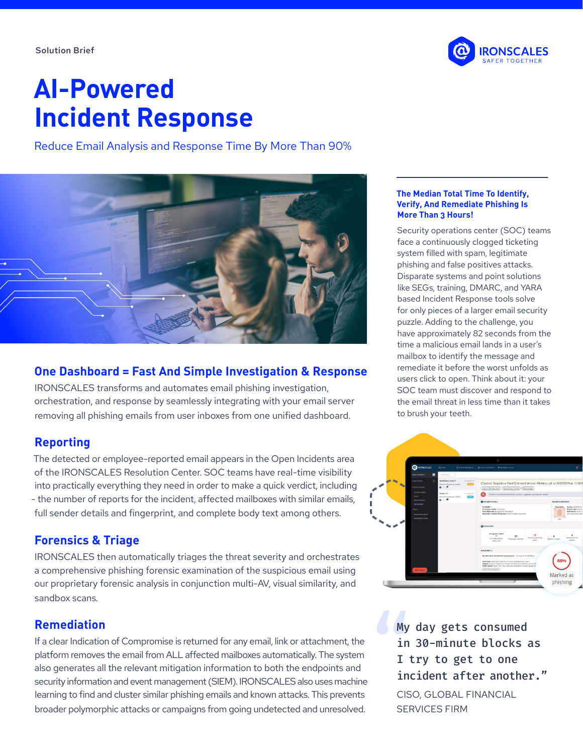Solution Brief

# AI-Powered Incident Response

Reduce Email Analysis and Response Time By More Than 90%

### The Median Total Time To Identify, Verify, And Remediate Phishing Is More Than 3 Hours!

Security operations center (SOC) teams face a continuously clogged ticketing system filled with spam, legitimate phishing and false positives attacks. Disparate systems and point solutions like SEGs, training, DMARC, and YARA based Incident Response tools solve for only pieces of a larger email security puzzle. Adding to the challenge, you have approximately 82 seconds from the time a malicious email lands in a user's mailbox to identify the message and remediate it before the worst unfolds as users click to open. Think about it: your SOC team must discover and respond to the email threat in less time than it takes to brush your teeth.

## One Dashboard = Fast And Simple Investigation & Response

IRONSCALES transforms and automates email phishing investigation, orchestration, and response by seamlessly integrating with your email server removing all phishing emails from user inboxes from one unified dashboard.

## Reporting

The detected or employee-reported email appears in the Open Incidents area of the IRONSCALES Resolution Center. SOC teams have real-time visibility into practically everything they need in order to make a quick verdict, including - the number of reports for the incident, affected mailboxes with similar emails, full sender details and fingerprint, and complete body text among others.

## Forensics & Triage

IRONSCALES then automatically triages the threat severity and orchestrates a comprehensive phishing forensic examination of the suspicious email using our proprietary forensic analysis in conjunction multi-AV, visual similarity, and sandbox scans.

## Remediation

If a clear Indication of Compromise is returned for any email, link or attachment, the platform removes the email from ALL affected mailboxes automatically. The system also generates all the relevant mitigation information to both the endpoints and security information and event management (SIEM). IRONSCALES also uses machine learning to find and cluster similar phishing emails and known attacks. This prevents broader polymorphic attacks or campaigns from going undetected and unresolved.

> "My day gets consumed in 30-minute blocks as I try to get to one incident after another."
>
> CISO, GLOBAL FINANCIAL SERVICES FIRM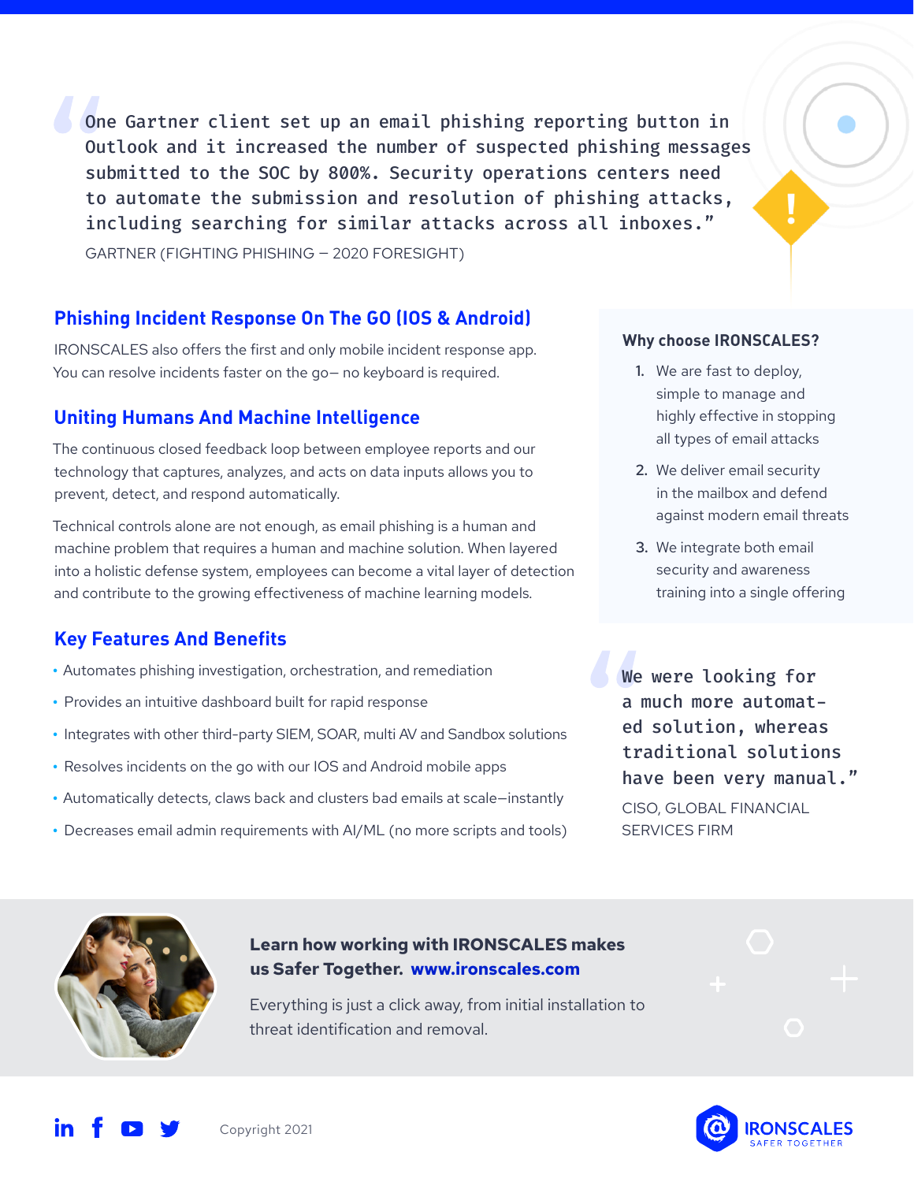> One Gartner client set up an email phishing reporting button in Outlook and it increased the number of suspected phishing messages submitted to the SOC by 800%. Security operations centers need to automate the submission and resolution of phishing attacks, including searching for similar attacks across all inboxes."

GARTNER (FIGHTING PHISHING – 2020 FORESIGHT)

## Phishing Incident Response On The GO (IOS & Android)

IRONSCALES also offers the first and only mobile incident response app. You can resolve incidents faster on the go– no keyboard is required.

## Uniting Humans And Machine Intelligence

The continuous closed feedback loop between employee reports and our technology that captures, analyzes, and acts on data inputs allows you to prevent, detect, and respond automatically.

Technical controls alone are not enough, as email phishing is a human and machine problem that requires a human and machine solution. When layered into a holistic defense system, employees can become a vital layer of detection and contribute to the growing effectiveness of machine learning models.

## Key Features And Benefits

- Automates phishing investigation, orchestration, and remediation
- Provides an intuitive dashboard built for rapid response
- Integrates with other third-party SIEM, SOAR, multi AV and Sandbox solutions
- Resolves incidents on the go with our IOS and Android mobile apps
- Automatically detects, claws back and clusters bad emails at scale–instantly
- Decreases email admin requirements with AI/ML (no more scripts and tools)

### Why choose IRONSCALES?

1. We are fast to deploy, simple to manage and highly effective in stopping all types of email attacks
2. We deliver email security in the mailbox and defend against modern email threats
3. We integrate both email security and awareness training into a single offering

> We were looking for a much more automated solution, whereas traditional solutions have been very manual."

CISO, GLOBAL FINANCIAL SERVICES FIRM

**Learn how working with IRONSCALES makes us Safer Together. www.ironscales.com**

Everything is just a click away, from initial installation to threat identification and removal.

Copyright 2021

IRONSCALES
SAFER TOGETHER